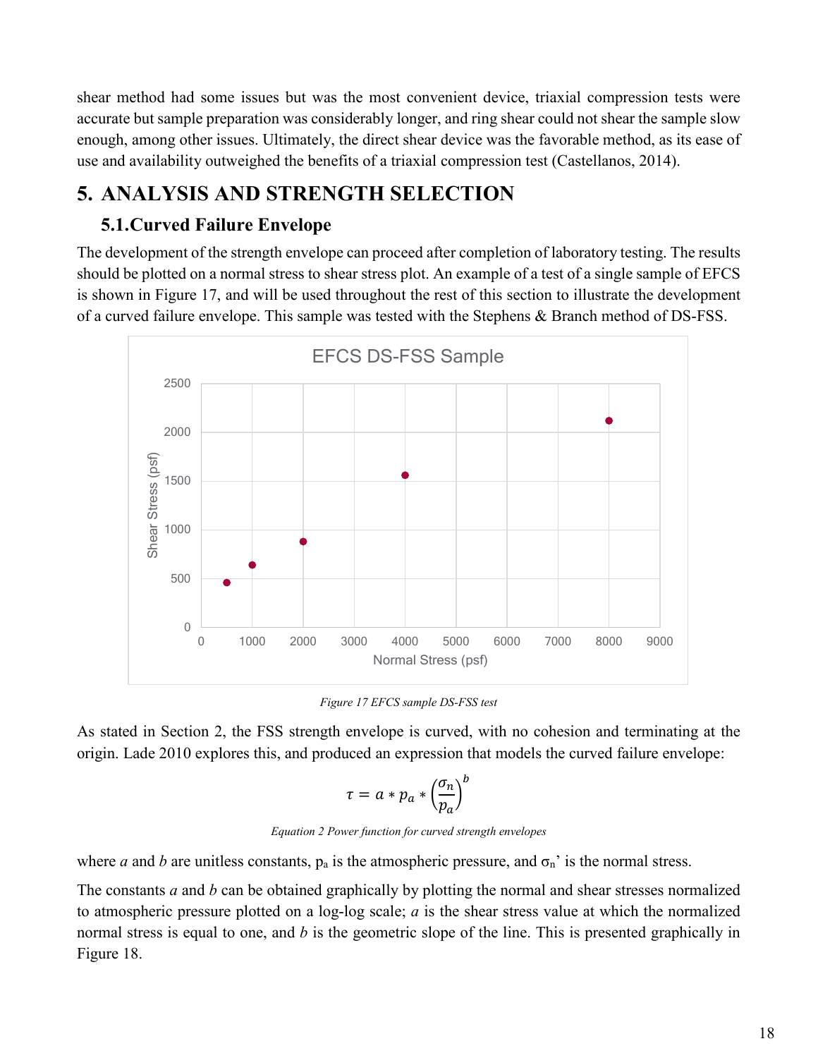shear method had some issues but was the most convenient device, triaxial compression tests were accurate but sample preparation was considerably longer, and ring shear could not shear the sample slow enough, among other issues. Ultimately, the direct shear device was the favorable method, as its ease of use and availability outweighed the benefits of a triaxial compression test (Castellanos, 2014).

# 5. ANALYSIS AND STRENGTH SELECTION

## 5.1. Curved Failure Envelope

The development of the strength envelope can proceed after completion of laboratory testing. The results should be plotted on a normal stress to shear stress plot. An example of a test of a single sample of EFCS is shown in Figure 17, and will be used throughout the rest of this section to illustrate the development of a curved failure envelope. This sample was tested with the Stephens & Branch method of DS-FSS.

*Figure 17 EFCS sample DS-FSS test*

As stated in Section 2, the FSS strength envelope is curved, with no cohesion and terminating at the origin. Lade 2010 explores this, and produced an expression that models the curved failure envelope:

$$\tau = a * p_a * \left(\frac{\sigma_n}{p_a}\right)^b$$

*Equation 2 Power function for curved strength envelopes*

where $a$ and $b$ are unitless constants, $p_a$ is the atmospheric pressure, and $\sigma_n$' is the normal stress.

The constants $a$ and $b$ can be obtained graphically by plotting the normal and shear stresses normalized to atmospheric pressure plotted on a log-log scale; $a$ is the shear stress value at which the normalized normal stress is equal to one, and $b$ is the geometric slope of the line. This is presented graphically in Figure 18.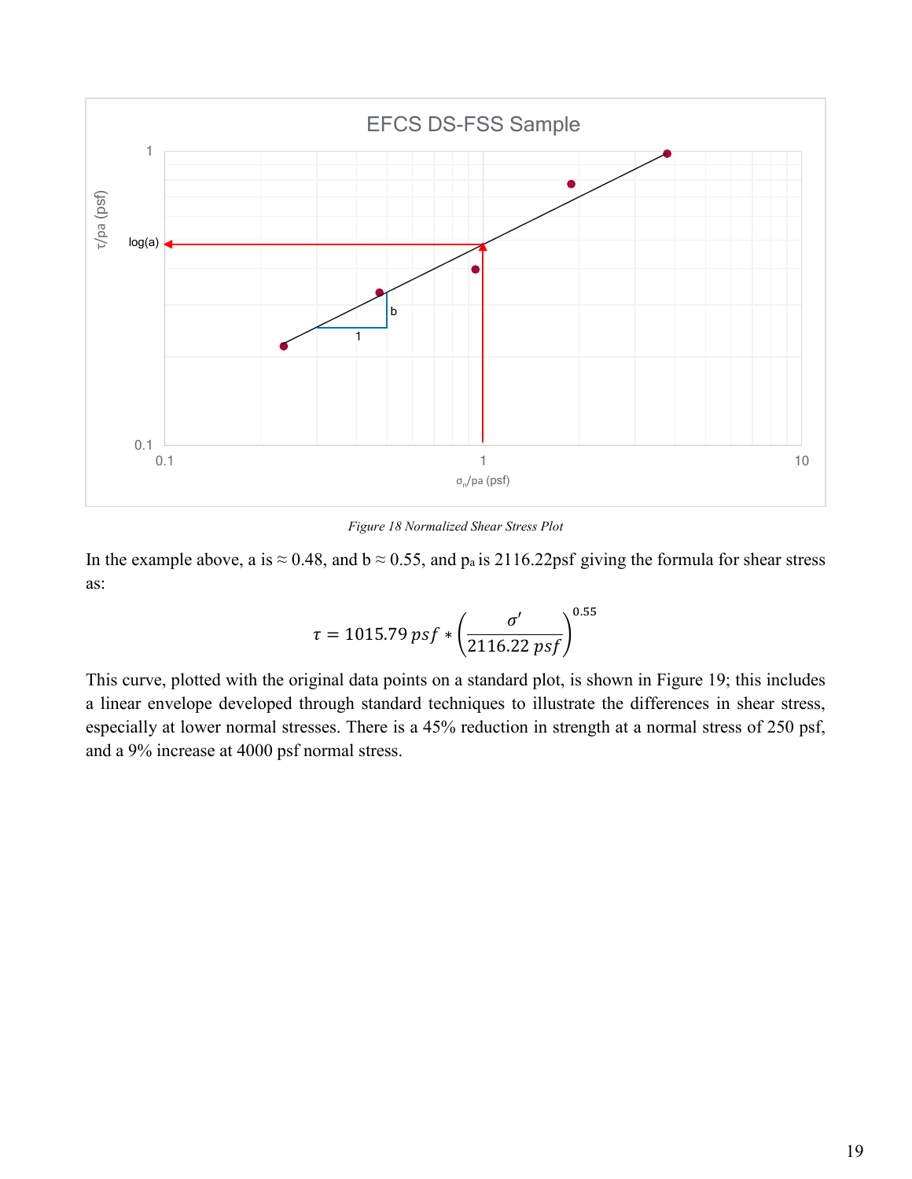*Figure 18 Normalized Shear Stress Plot*

In the example above, a is ≈ 0.48, and b ≈ 0.55, and $p_a$ is 2116.22psf giving the formula for shear stress as:

$$\tau = 1015.79\,psf * \left(\frac{\sigma'}{2116.22\,psf}\right)^{0.55}$$

This curve, plotted with the original data points on a standard plot, is shown in Figure 19; this includes a linear envelope developed through standard techniques to illustrate the differences in shear stress, especially at lower normal stresses. There is a 45% reduction in strength at a normal stress of 250 psf, and a 9% increase at 4000 psf normal stress.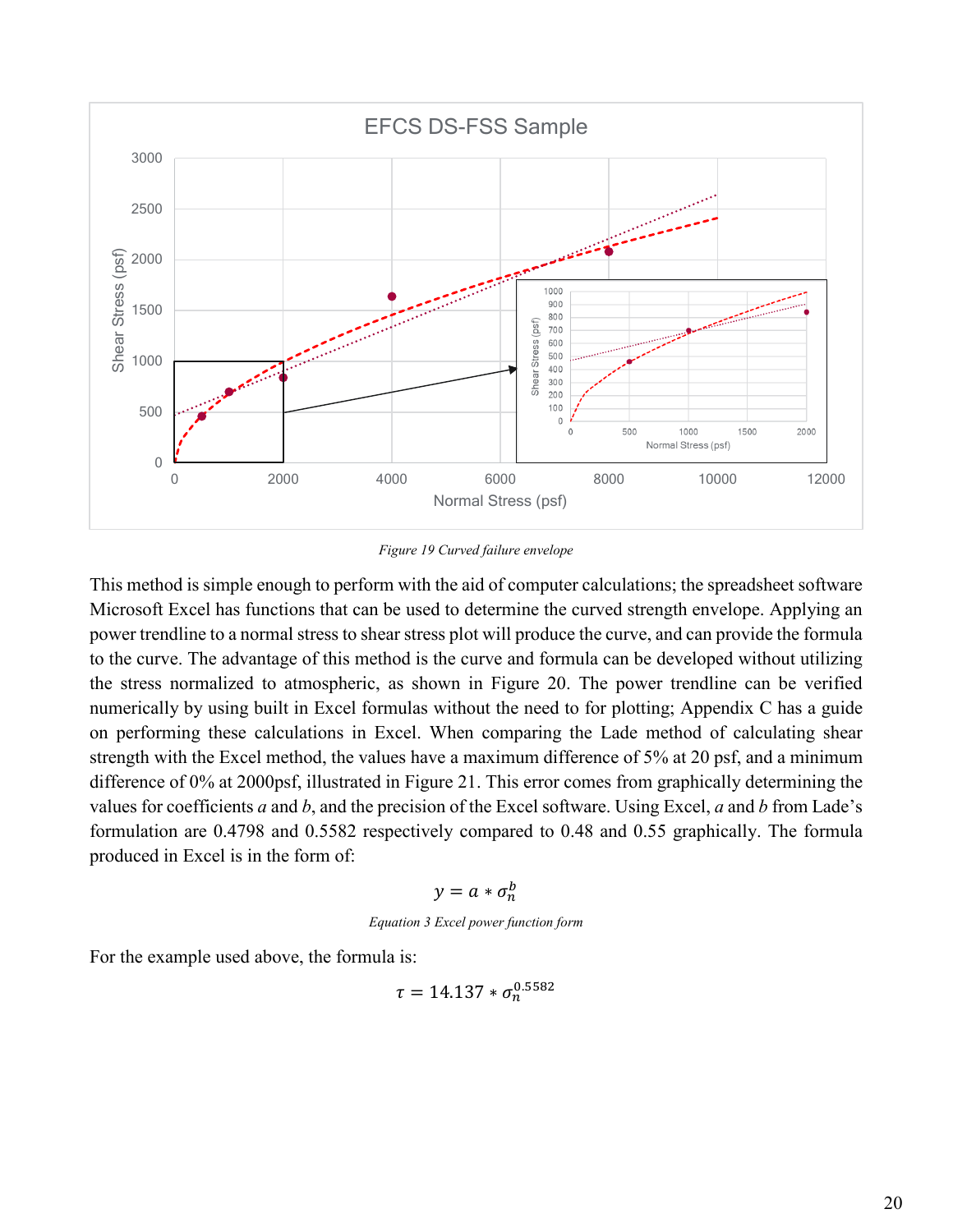*Figure 19 Curved failure envelope*

This method is simple enough to perform with the aid of computer calculations; the spreadsheet software Microsoft Excel has functions that can be used to determine the curved strength envelope. Applying an power trendline to a normal stress to shear stress plot will produce the curve, and can provide the formula to the curve. The advantage of this method is the curve and formula can be developed without utilizing the stress normalized to atmospheric, as shown in Figure 20. The power trendline can be verified numerically by using built in Excel formulas without the need to for plotting; Appendix C has a guide on performing these calculations in Excel. When comparing the Lade method of calculating shear strength with the Excel method, the values have a maximum difference of 5% at 20 psf, and a minimum difference of 0% at 2000psf, illustrated in Figure 21. This error comes from graphically determining the values for coefficients *a* and *b*, and the precision of the Excel software. Using Excel, *a* and *b* from Lade's formulation are 0.4798 and 0.5582 respectively compared to 0.48 and 0.55 graphically. The formula produced in Excel is in the form of:

$$y = a * \sigma_n^b$$

*Equation 3 Excel power function form*

For the example used above, the formula is:

$$\tau = 14.137 * \sigma_n^{0.5582}$$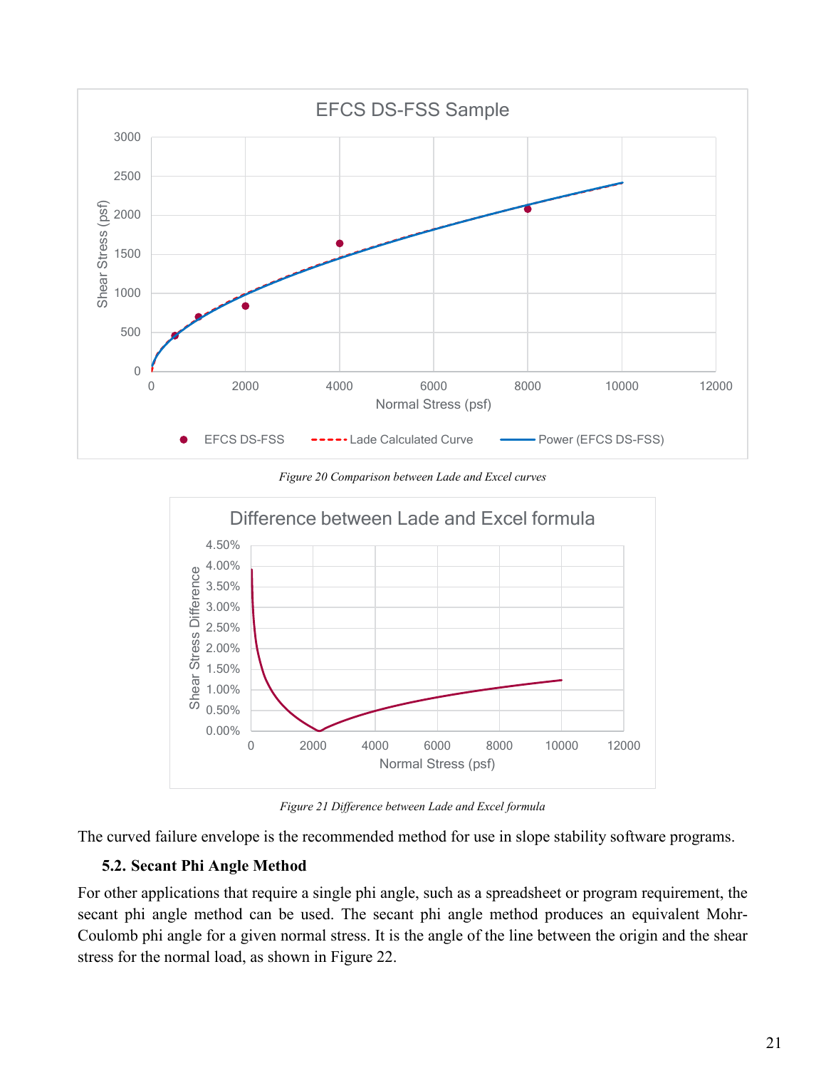*Figure 20 Comparison between Lade and Excel curves*

*Figure 21 Difference between Lade and Excel formula*

The curved failure envelope is the recommended method for use in slope stability software programs.

### 5.2. Secant Phi Angle Method

For other applications that require a single phi angle, such as a spreadsheet or program requirement, the secant phi angle method can be used. The secant phi angle method produces an equivalent Mohr-Coulomb phi angle for a given normal stress. It is the angle of the line between the origin and the shear stress for the normal load, as shown in Figure 22.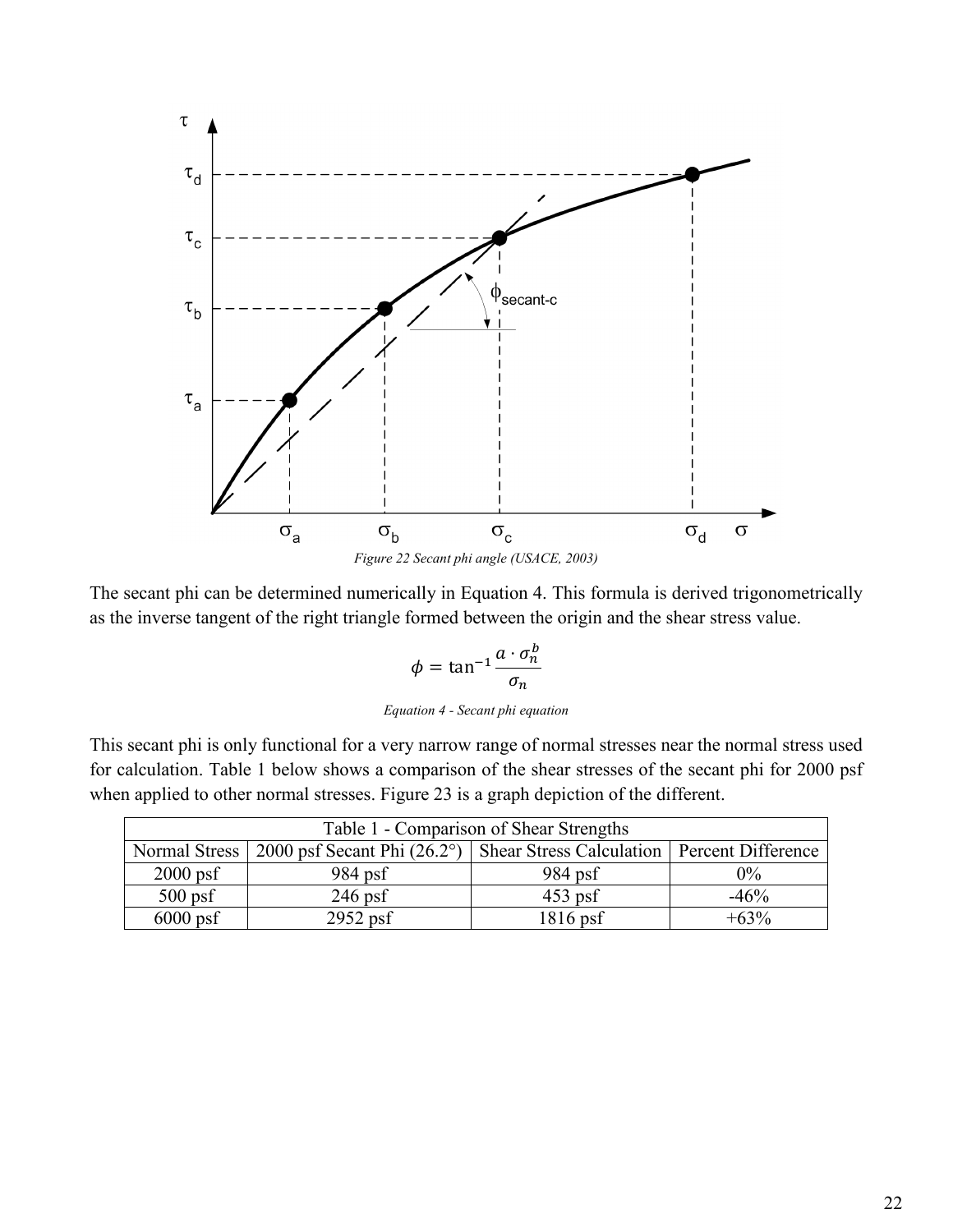Figure 22 Secant phi angle (USACE, 2003)

The secant phi can be determined numerically in Equation 4. This formula is derived trigonometrically as the inverse tangent of the right triangle formed between the origin and the shear stress value.

$$\phi = \tan^{-1}\frac{a \cdot \sigma_n^b}{\sigma_n}$$

*Equation 4 - Secant phi equation*

This secant phi is only functional for a very narrow range of normal stresses near the normal stress used for calculation. Table 1 below shows a comparison of the shear stresses of the secant phi for 2000 psf when applied to other normal stresses. Figure 23 is a graph depiction of the different.

Table 1 - Comparison of Shear Strengths

| Normal Stress | 2000 psf Secant Phi (26.2°) | Shear Stress Calculation | Percent Difference |
|---|---|---|---|
| 2000 psf | 984 psf | 984 psf | 0% |
| 500 psf | 246 psf | 453 psf | -46% |
| 6000 psf | 2952 psf | 1816 psf | +63% |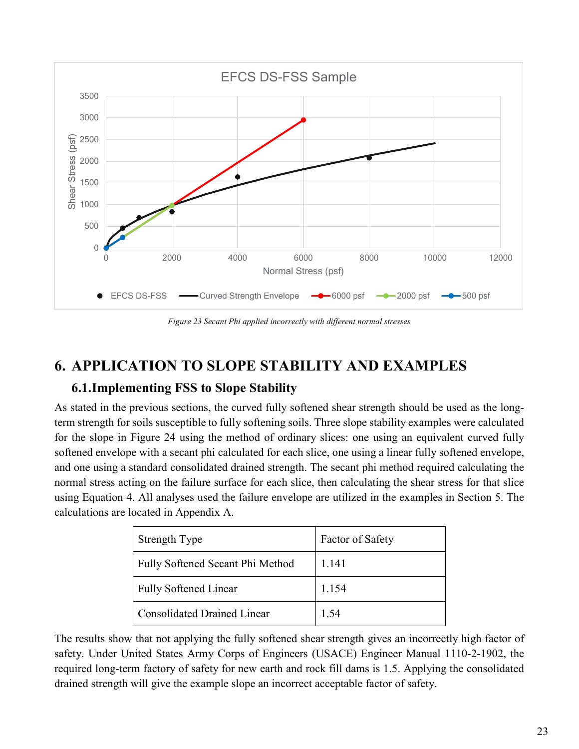EFCS DS-FSS Sample

Shear Stress (psf)

3500
3000
2500
2000
1500
1000
500
0

0
2000
4000
6000
8000
10000
12000

Normal Stress (psf)

EFCS DS-FSS
Curved Strength Envelope
6000 psf
2000 psf
500 psf

*Figure 23 Secant Phi applied incorrectly with different normal stresses*

# 6. APPLICATION TO SLOPE STABILITY AND EXAMPLES

## 6.1. Implementing FSS to Slope Stability

As stated in the previous sections, the curved fully softened shear strength should be used as the long-term strength for soils susceptible to fully softening soils. Three slope stability examples were calculated for the slope in Figure 24 using the method of ordinary slices: one using an equivalent curved fully softened envelope with a secant phi calculated for each slice, one using a linear fully softened envelope, and one using a standard consolidated drained strength. The secant phi method required calculating the normal stress acting on the failure surface for each slice, then calculating the shear stress for that slice using Equation 4. All analyses used the failure envelope are utilized in the examples in Section 5. The calculations are located in Appendix A.

| Strength Type | Factor of Safety |
|---|---|
| Fully Softened Secant Phi Method | 1.141 |
| Fully Softened Linear | 1.154 |
| Consolidated Drained Linear | 1.54 |

The results show that not applying the fully softened shear strength gives an incorrectly high factor of safety. Under United States Army Corps of Engineers (USACE) Engineer Manual 1110-2-1902, the required long-term factory of safety for new earth and rock fill dams is 1.5. Applying the consolidated drained strength will give the example slope an incorrect acceptable factor of safety.